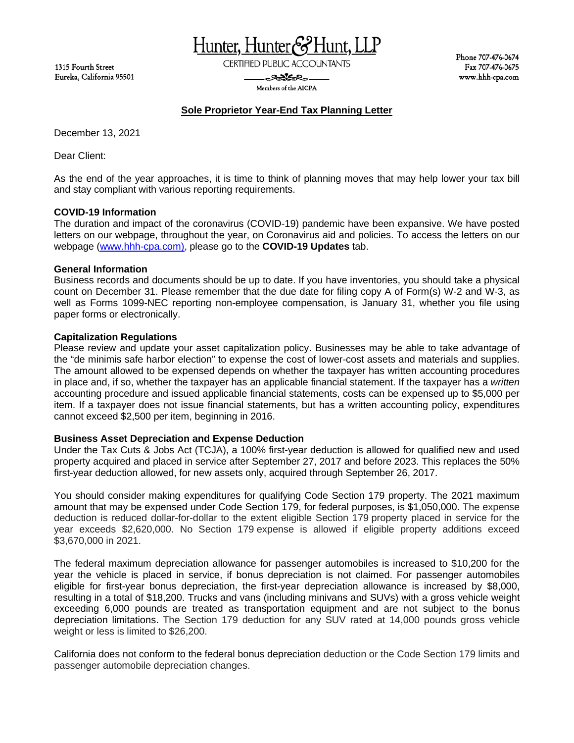Hunter, Hunter & Hunt, LLP

CERTIFIED PUBLIC ACCOUNTANTS

Members of the AICPA

1315 Fourth Street
Eureka, California 95501

Phone 707-476-0674
Fax 707-476-0675
www.hhh-cpa.com

## Sole Proprietor Year-End Tax Planning Letter

December 13, 2021

Dear Client:

As the end of the year approaches, it is time to think of planning moves that may help lower your tax bill and stay compliant with various reporting requirements.

**COVID-19 Information**
The duration and impact of the coronavirus (COVID-19) pandemic have been expansive. We have posted letters on our webpage, throughout the year, on Coronavirus aid and policies. To access the letters on our webpage (www.hhh-cpa.com), please go to the **COVID-19 Updates** tab.

**General Information**
Business records and documents should be up to date. If you have inventories, you should take a physical count on December 31. Please remember that the due date for filing copy A of Form(s) W-2 and W-3, as well as Forms 1099-NEC reporting non-employee compensation, is January 31, whether you file using paper forms or electronically.

**Capitalization Regulations**
Please review and update your asset capitalization policy. Businesses may be able to take advantage of the "de minimis safe harbor election" to expense the cost of lower-cost assets and materials and supplies. The amount allowed to be expensed depends on whether the taxpayer has written accounting procedures in place and, if so, whether the taxpayer has an applicable financial statement. If the taxpayer has a *written* accounting procedure and issued applicable financial statements, costs can be expensed up to $5,000 per item. If a taxpayer does not issue financial statements, but has a written accounting policy, expenditures cannot exceed $2,500 per item, beginning in 2016.

**Business Asset Depreciation and Expense Deduction**
Under the Tax Cuts & Jobs Act (TCJA), a 100% first-year deduction is allowed for qualified new and used property acquired and placed in service after September 27, 2017 and before 2023. This replaces the 50% first-year deduction allowed, for new assets only, acquired through September 26, 2017.

You should consider making expenditures for qualifying Code Section 179 property. The 2021 maximum amount that may be expensed under Code Section 179, for federal purposes, is $1,050,000. The expense deduction is reduced dollar-for-dollar to the extent eligible Section 179 property placed in service for the year exceeds $2,620,000. No Section 179 expense is allowed if eligible property additions exceed $3,670,000 in 2021.

The federal maximum depreciation allowance for passenger automobiles is increased to $10,200 for the year the vehicle is placed in service, if bonus depreciation is not claimed. For passenger automobiles eligible for first-year bonus depreciation, the first-year depreciation allowance is increased by $8,000, resulting in a total of $18,200. Trucks and vans (including minivans and SUVs) with a gross vehicle weight exceeding 6,000 pounds are treated as transportation equipment and are not subject to the bonus depreciation limitations. The Section 179 deduction for any SUV rated at 14,000 pounds gross vehicle weight or less is limited to $26,200.

California does not conform to the federal bonus depreciation deduction or the Code Section 179 limits and passenger automobile depreciation changes.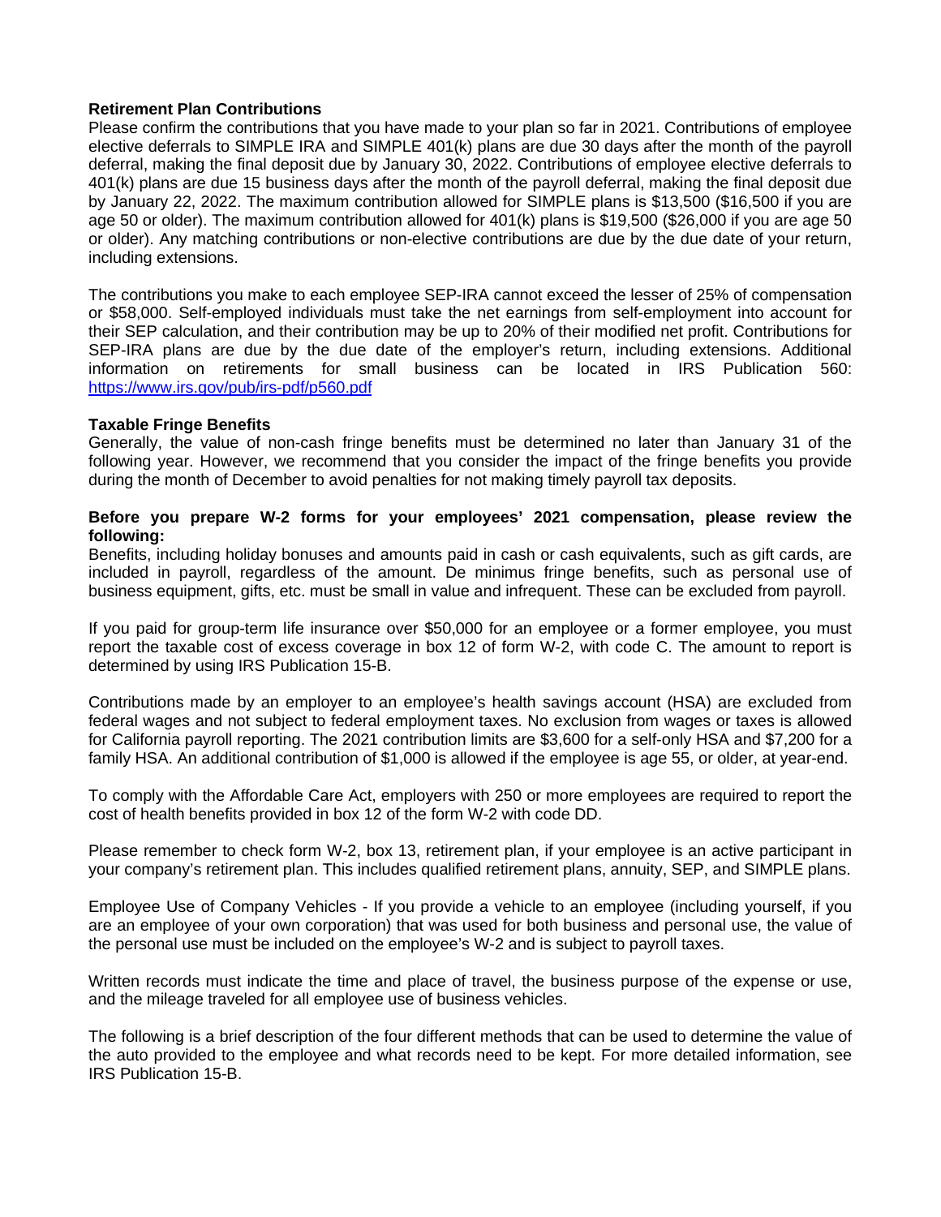**Retirement Plan Contributions**

Please confirm the contributions that you have made to your plan so far in 2021. Contributions of employee elective deferrals to SIMPLE IRA and SIMPLE 401(k) plans are due 30 days after the month of the payroll deferral, making the final deposit due by January 30, 2022. Contributions of employee elective deferrals to 401(k) plans are due 15 business days after the month of the payroll deferral, making the final deposit due by January 22, 2022. The maximum contribution allowed for SIMPLE plans is $13,500 ($16,500 if you are age 50 or older). The maximum contribution allowed for 401(k) plans is $19,500 ($26,000 if you are age 50 or older). Any matching contributions or non-elective contributions are due by the due date of your return, including extensions.

The contributions you make to each employee SEP-IRA cannot exceed the lesser of 25% of compensation or $58,000. Self-employed individuals must take the net earnings from self-employment into account for their SEP calculation, and their contribution may be up to 20% of their modified net profit. Contributions for SEP-IRA plans are due by the due date of the employer's return, including extensions. Additional information on retirements for small business can be located in IRS Publication 560: https://www.irs.gov/pub/irs-pdf/p560.pdf

**Taxable Fringe Benefits**

Generally, the value of non-cash fringe benefits must be determined no later than January 31 of the following year. However, we recommend that you consider the impact of the fringe benefits you provide during the month of December to avoid penalties for not making timely payroll tax deposits.

**Before you prepare W-2 forms for your employees' 2021 compensation, please review the following:**

Benefits, including holiday bonuses and amounts paid in cash or cash equivalents, such as gift cards, are included in payroll, regardless of the amount. De minimus fringe benefits, such as personal use of business equipment, gifts, etc. must be small in value and infrequent. These can be excluded from payroll.

If you paid for group-term life insurance over $50,000 for an employee or a former employee, you must report the taxable cost of excess coverage in box 12 of form W-2, with code C. The amount to report is determined by using IRS Publication 15-B.

Contributions made by an employer to an employee's health savings account (HSA) are excluded from federal wages and not subject to federal employment taxes. No exclusion from wages or taxes is allowed for California payroll reporting. The 2021 contribution limits are $3,600 for a self-only HSA and $7,200 for a family HSA. An additional contribution of $1,000 is allowed if the employee is age 55, or older, at year-end.

To comply with the Affordable Care Act, employers with 250 or more employees are required to report the cost of health benefits provided in box 12 of the form W-2 with code DD.

Please remember to check form W-2, box 13, retirement plan, if your employee is an active participant in your company's retirement plan. This includes qualified retirement plans, annuity, SEP, and SIMPLE plans.

Employee Use of Company Vehicles - If you provide a vehicle to an employee (including yourself, if you are an employee of your own corporation) that was used for both business and personal use, the value of the personal use must be included on the employee's W-2 and is subject to payroll taxes.

Written records must indicate the time and place of travel, the business purpose of the expense or use, and the mileage traveled for all employee use of business vehicles.

The following is a brief description of the four different methods that can be used to determine the value of the auto provided to the employee and what records need to be kept. For more detailed information, see IRS Publication 15-B.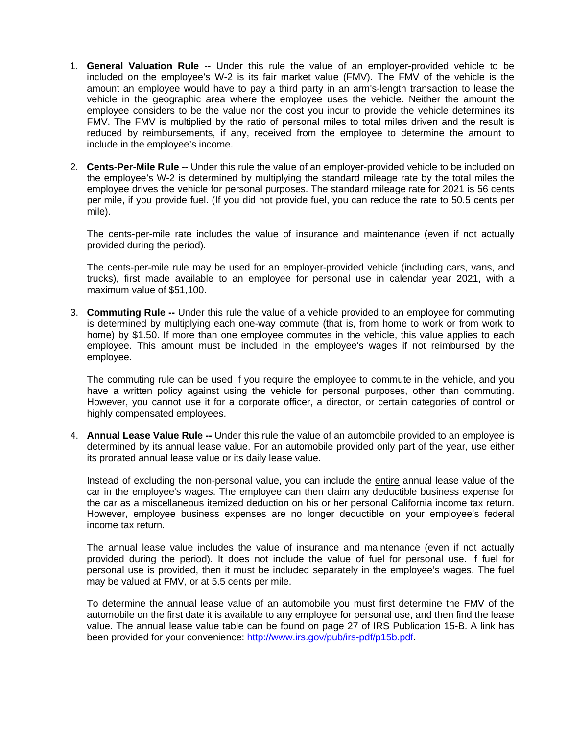1. **General Valuation Rule --** Under this rule the value of an employer-provided vehicle to be included on the employee's W-2 is its fair market value (FMV). The FMV of the vehicle is the amount an employee would have to pay a third party in an arm's-length transaction to lease the vehicle in the geographic area where the employee uses the vehicle. Neither the amount the employee considers to be the value nor the cost you incur to provide the vehicle determines its FMV. The FMV is multiplied by the ratio of personal miles to total miles driven and the result is reduced by reimbursements, if any, received from the employee to determine the amount to include in the employee's income.

2. **Cents-Per-Mile Rule --** Under this rule the value of an employer-provided vehicle to be included on the employee's W-2 is determined by multiplying the standard mileage rate by the total miles the employee drives the vehicle for personal purposes. The standard mileage rate for 2021 is 56 cents per mile, if you provide fuel. (If you did not provide fuel, you can reduce the rate to 50.5 cents per mile).

   The cents-per-mile rate includes the value of insurance and maintenance (even if not actually provided during the period).

   The cents-per-mile rule may be used for an employer-provided vehicle (including cars, vans, and trucks), first made available to an employee for personal use in calendar year 2021, with a maximum value of $51,100.

3. **Commuting Rule --** Under this rule the value of a vehicle provided to an employee for commuting is determined by multiplying each one-way commute (that is, from home to work or from work to home) by $1.50. If more than one employee commutes in the vehicle, this value applies to each employee. This amount must be included in the employee's wages if not reimbursed by the employee.

   The commuting rule can be used if you require the employee to commute in the vehicle, and you have a written policy against using the vehicle for personal purposes, other than commuting. However, you cannot use it for a corporate officer, a director, or certain categories of control or highly compensated employees.

4. **Annual Lease Value Rule --** Under this rule the value of an automobile provided to an employee is determined by its annual lease value. For an automobile provided only part of the year, use either its prorated annual lease value or its daily lease value.

   Instead of excluding the non-personal value, you can include the entire annual lease value of the car in the employee's wages. The employee can then claim any deductible business expense for the car as a miscellaneous itemized deduction on his or her personal California income tax return. However, employee business expenses are no longer deductible on your employee's federal income tax return.

   The annual lease value includes the value of insurance and maintenance (even if not actually provided during the period). It does not include the value of fuel for personal use. If fuel for personal use is provided, then it must be included separately in the employee's wages. The fuel may be valued at FMV, or at 5.5 cents per mile.

   To determine the annual lease value of an automobile you must first determine the FMV of the automobile on the first date it is available to any employee for personal use, and then find the lease value. The annual lease value table can be found on page 27 of IRS Publication 15-B. A link has been provided for your convenience: [http://www.irs.gov/pub/irs-pdf/p15b.pdf](http://www.irs.gov/pub/irs-pdf/p15b.pdf).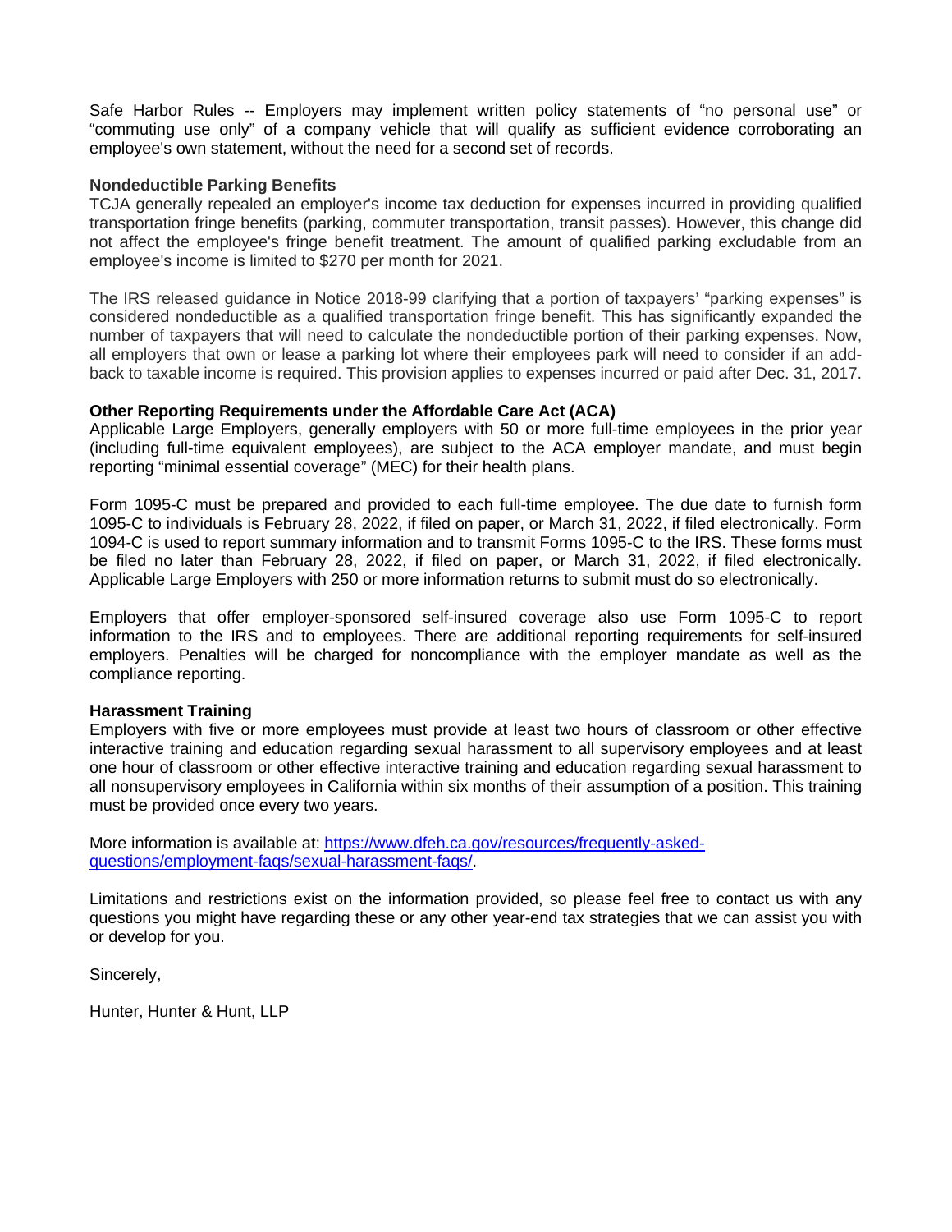Safe Harbor Rules -- Employers may implement written policy statements of “no personal use” or “commuting use only” of a company vehicle that will qualify as sufficient evidence corroborating an employee's own statement, without the need for a second set of records.

**Nondeductible Parking Benefits**

TCJA generally repealed an employer's income tax deduction for expenses incurred in providing qualified transportation fringe benefits (parking, commuter transportation, transit passes). However, this change did not affect the employee's fringe benefit treatment. The amount of qualified parking excludable from an employee's income is limited to $270 per month for 2021.

The IRS released guidance in Notice 2018-99 clarifying that a portion of taxpayers’ “parking expenses” is considered nondeductible as a qualified transportation fringe benefit. This has significantly expanded the number of taxpayers that will need to calculate the nondeductible portion of their parking expenses. Now, all employers that own or lease a parking lot where their employees park will need to consider if an add-back to taxable income is required. This provision applies to expenses incurred or paid after Dec. 31, 2017.

**Other Reporting Requirements under the Affordable Care Act (ACA)**

Applicable Large Employers, generally employers with 50 or more full-time employees in the prior year (including full-time equivalent employees), are subject to the ACA employer mandate, and must begin reporting “minimal essential coverage” (MEC) for their health plans.

Form 1095-C must be prepared and provided to each full-time employee. The due date to furnish form 1095-C to individuals is February 28, 2022, if filed on paper, or March 31, 2022, if filed electronically. Form 1094-C is used to report summary information and to transmit Forms 1095-C to the IRS. These forms must be filed no later than February 28, 2022, if filed on paper, or March 31, 2022, if filed electronically. Applicable Large Employers with 250 or more information returns to submit must do so electronically.

Employers that offer employer-sponsored self-insured coverage also use Form 1095-C to report information to the IRS and to employees. There are additional reporting requirements for self-insured employers. Penalties will be charged for noncompliance with the employer mandate as well as the compliance reporting.

**Harassment Training**

Employers with five or more employees must provide at least two hours of classroom or other effective interactive training and education regarding sexual harassment to all supervisory employees and at least one hour of classroom or other effective interactive training and education regarding sexual harassment to all nonsupervisory employees in California within six months of their assumption of a position. This training must be provided once every two years.

More information is available at: [https://www.dfeh.ca.gov/resources/frequently-asked-questions/employment-faqs/sexual-harassment-faqs/](https://www.dfeh.ca.gov/resources/frequently-asked-questions/employment-faqs/sexual-harassment-faqs/).

Limitations and restrictions exist on the information provided, so please feel free to contact us with any questions you might have regarding these or any other year-end tax strategies that we can assist you with or develop for you.

Sincerely,

Hunter, Hunter & Hunt, LLP